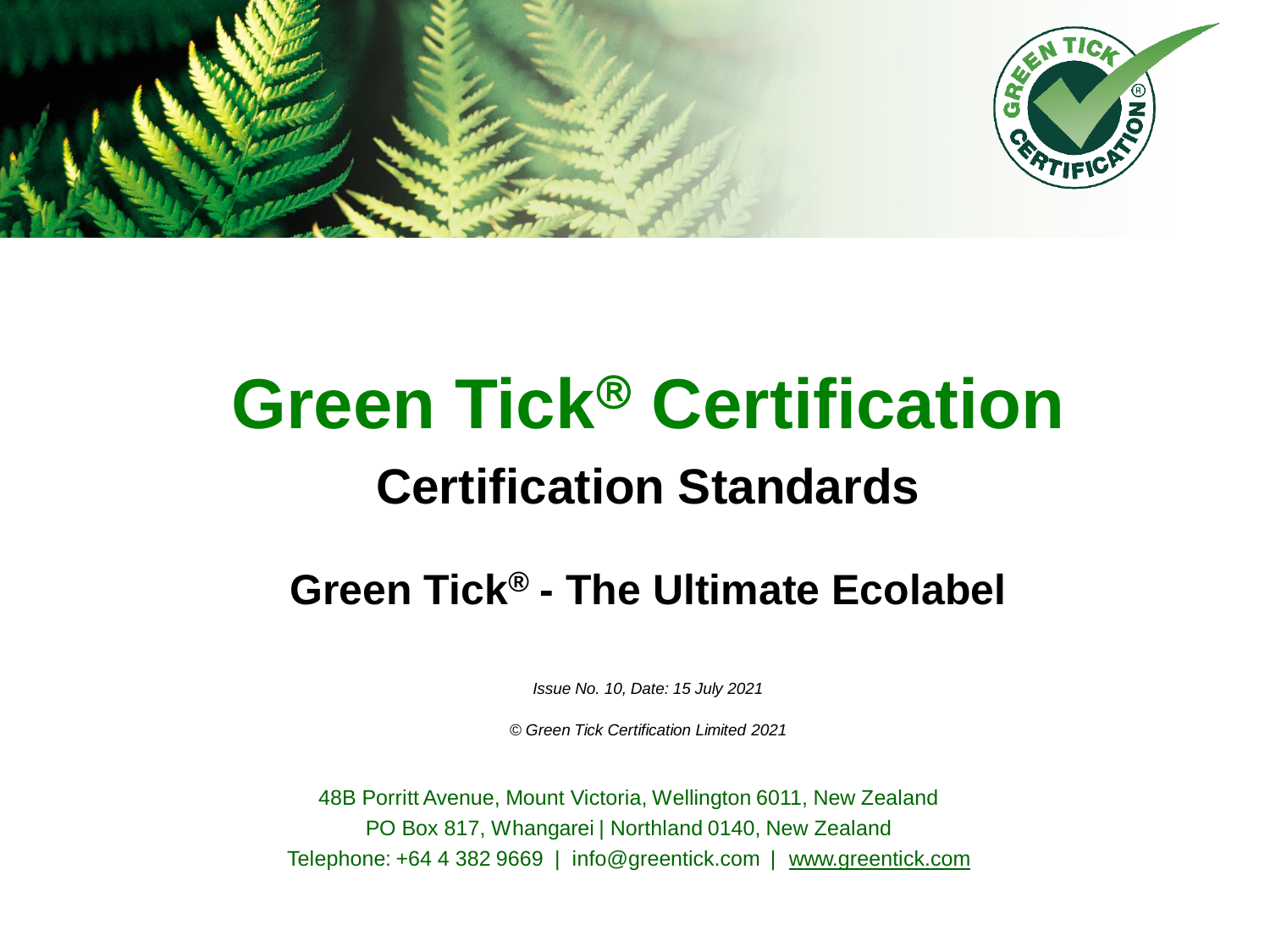# Green Tick® Certification

## Certification Standards

## Green Tick® - The Ultimate Ecolabel

*Issue No. 10, Date: 15 July 2021*

*© Green Tick Certification Limited 2021*

48B Porritt Avenue, Mount Victoria, Wellington 6011, New Zealand
PO Box 817, Whangarei | Northland 0140, New Zealand
Telephone: +64 4 382 9669 | info@greentick.com | www.greentick.com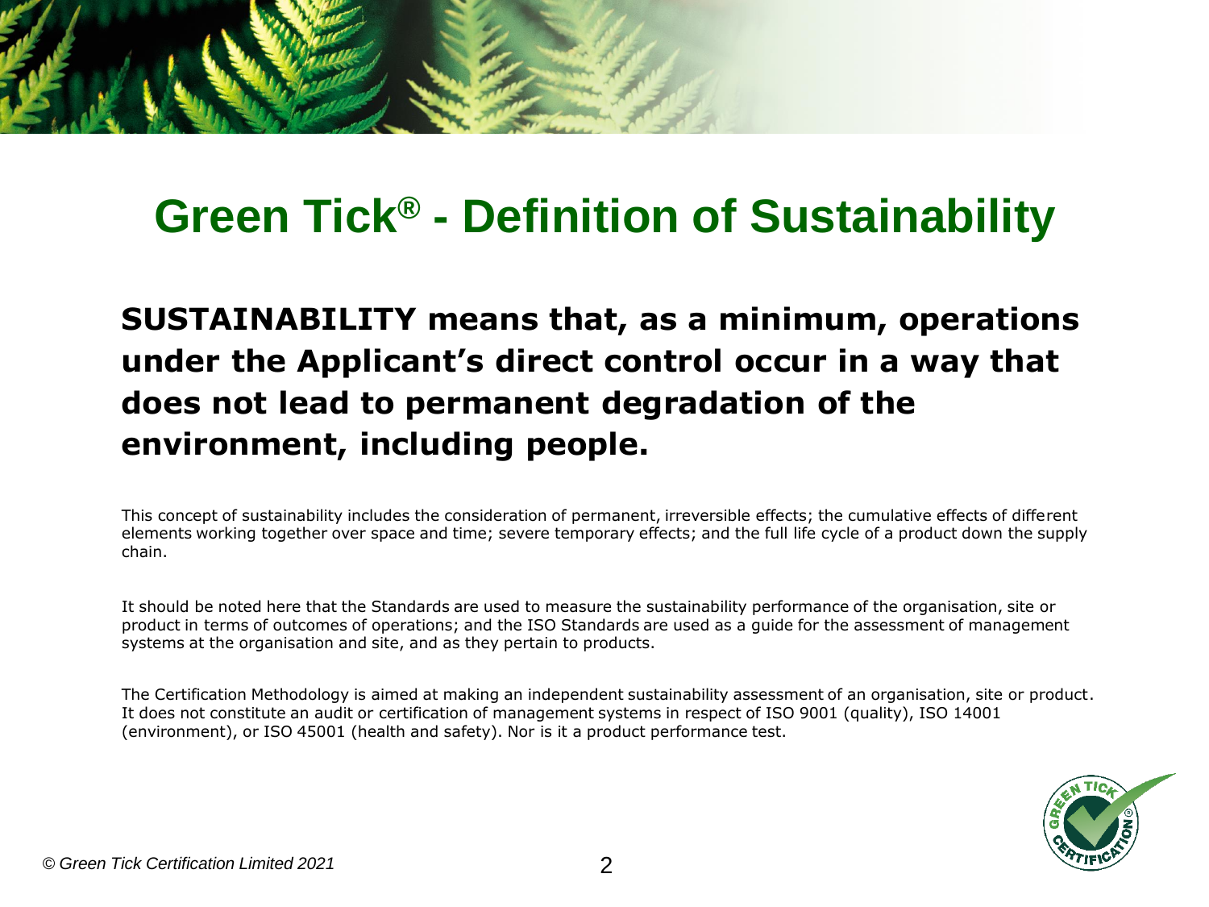# Green Tick® - Definition of Sustainability

**SUSTAINABILITY means that, as a minimum, operations under the Applicant's direct control occur in a way that does not lead to permanent degradation of the environment, including people.**

This concept of sustainability includes the consideration of permanent, irreversible effects; the cumulative effects of different elements working together over space and time; severe temporary effects; and the full life cycle of a product down the supply chain.

It should be noted here that the Standards are used to measure the sustainability performance of the organisation, site or product in terms of outcomes of operations; and the ISO Standards are used as a guide for the assessment of management systems at the organisation and site, and as they pertain to products.

The Certification Methodology is aimed at making an independent sustainability assessment of an organisation, site or product. It does not constitute an audit or certification of management systems in respect of ISO 9001 (quality), ISO 14001 (environment), or ISO 45001 (health and safety). Nor is it a product performance test.

*© Green Tick Certification Limited 2021*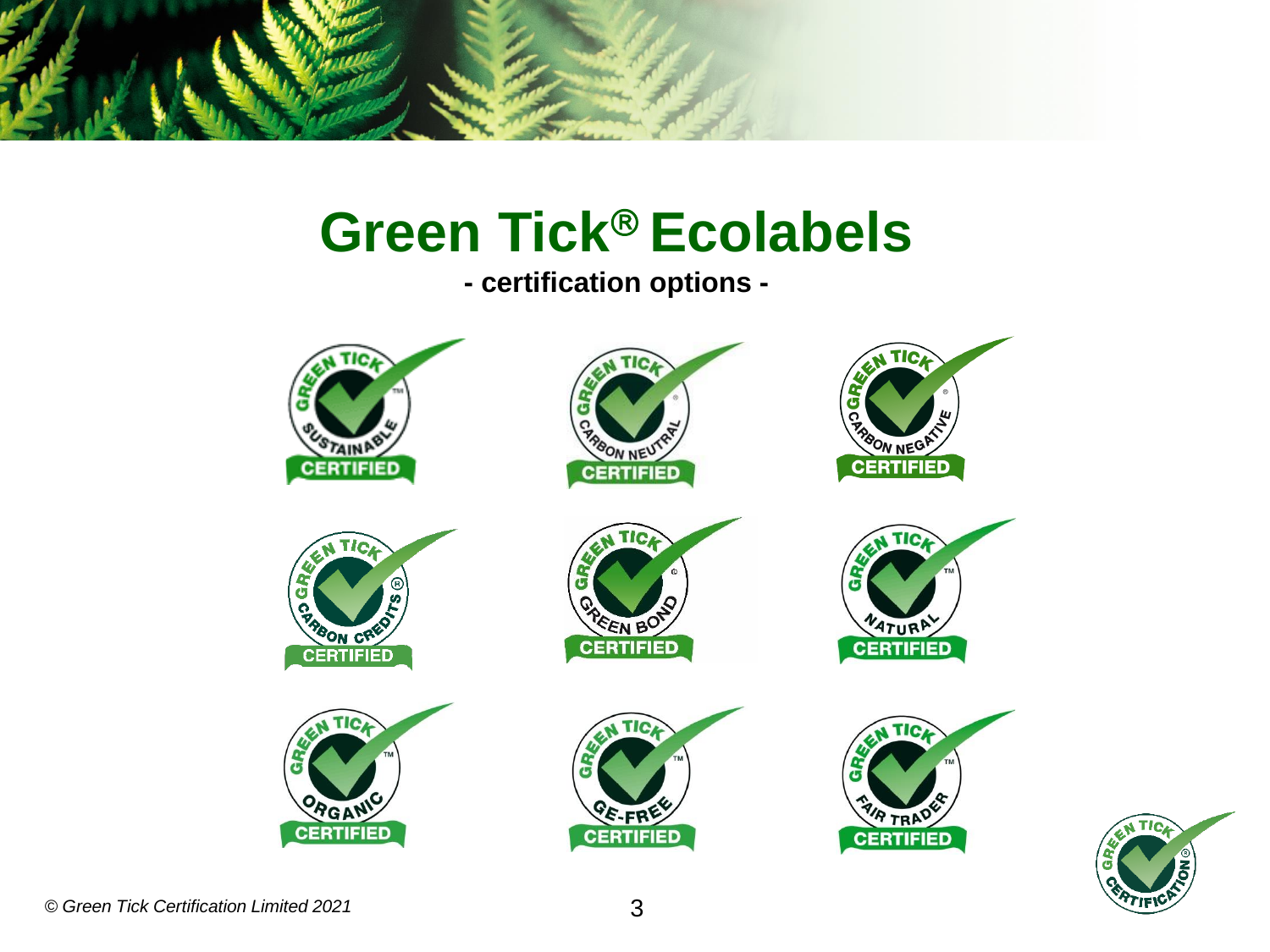# Green Tick® Ecolabels

**- certification options -**

GREEN TICK SUSTAINABLE CERTIFIED

GREEN TICK CARBON NEUTRAL CERTIFIED

GREEN TICK CARBON NEGATIVE CERTIFIED

GREEN TICK CARBON CREDITS CERTIFIED

GREEN TICK GREEN BOND CERTIFIED

GREEN TICK NATURAL CERTIFIED

GREEN TICK ORGANIC CERTIFIED

GREEN TICK GE-FREE CERTIFIED

GREEN TICK FAIR TRADE CERTIFIED

*© Green Tick Certification Limited 2021*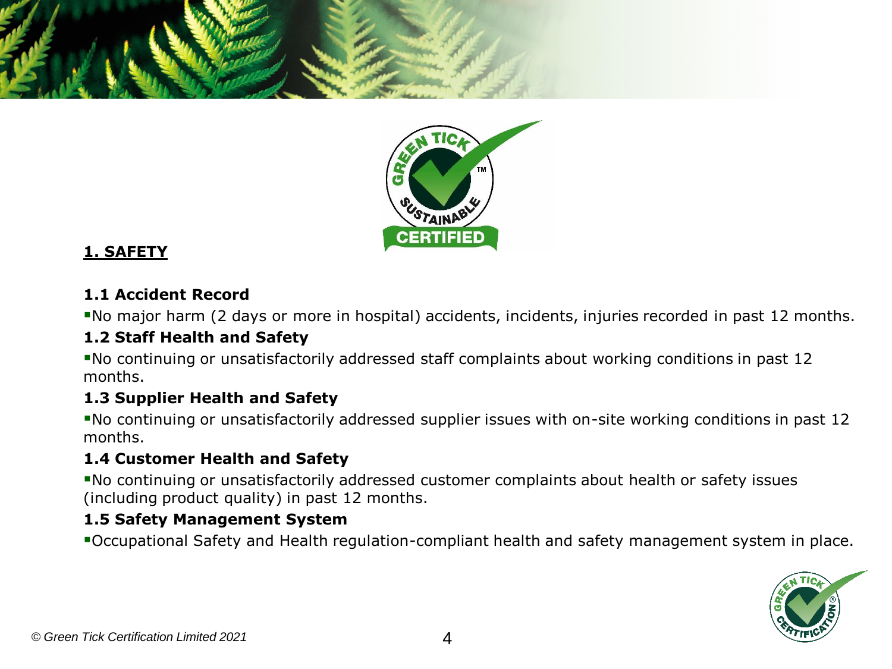## 1. SAFETY

### 1.1 Accident Record

- No major harm (2 days or more in hospital) accidents, incidents, injuries recorded in past 12 months.

### 1.2 Staff Health and Safety

- No continuing or unsatisfactorily addressed staff complaints about working conditions in past 12 months.

### 1.3 Supplier Health and Safety

- No continuing or unsatisfactorily addressed supplier issues with on-site working conditions in past 12 months.

### 1.4 Customer Health and Safety

- No continuing or unsatisfactorily addressed customer complaints about health or safety issues (including product quality) in past 12 months.

### 1.5 Safety Management System

- Occupational Safety and Health regulation-compliant health and safety management system in place.

*© Green Tick Certification Limited 2021*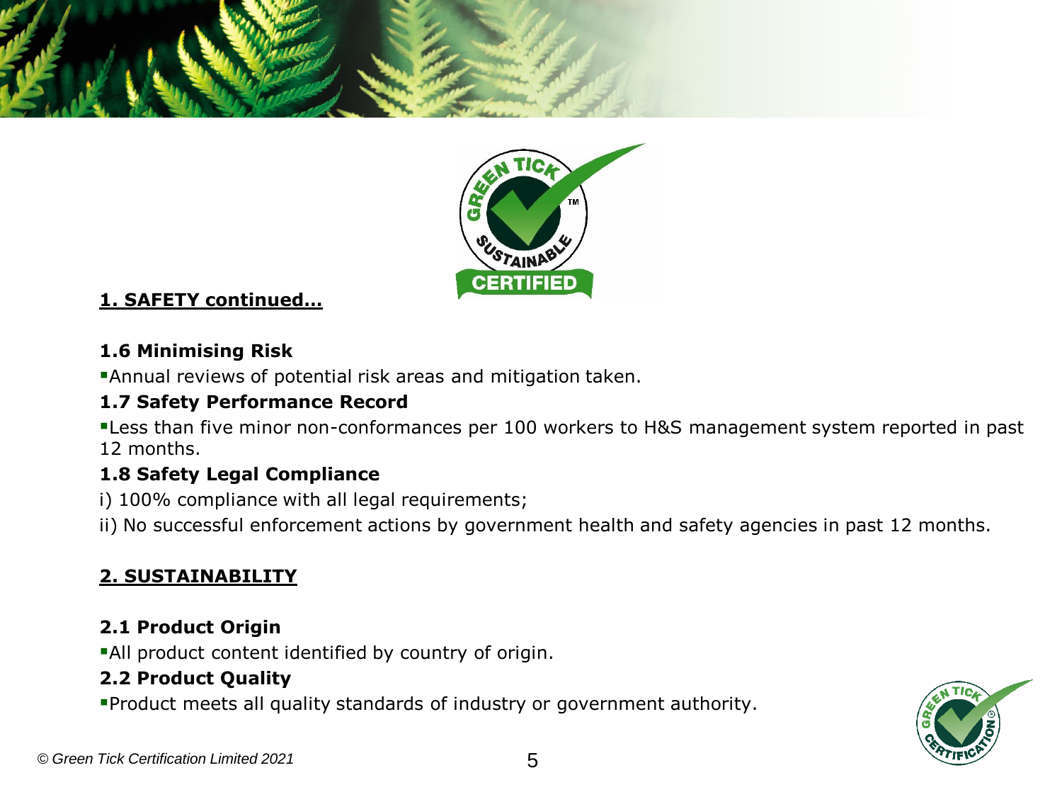## 1. SAFETY continued…

### 1.6 Minimising Risk

- Annual reviews of potential risk areas and mitigation taken.

### 1.7 Safety Performance Record

- Less than five minor non-conformances per 100 workers to H&S management system reported in past 12 months.

### 1.8 Safety Legal Compliance

i) 100% compliance with all legal requirements;

ii) No successful enforcement actions by government health and safety agencies in past 12 months.

## 2. SUSTAINABILITY

### 2.1 Product Origin

- All product content identified by country of origin.

### 2.2 Product Quality

- Product meets all quality standards of industry or government authority.

*© Green Tick Certification Limited 2021*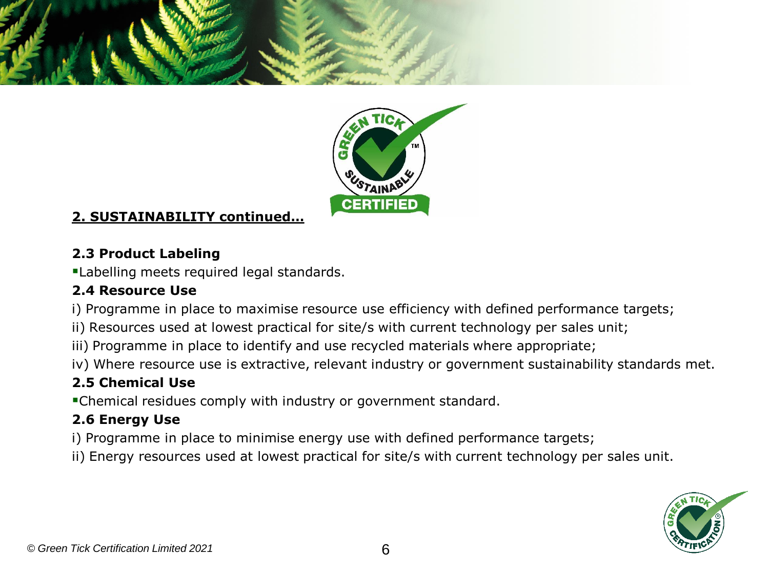## 2. SUSTAINABILITY continued…

### 2.3 Product Labeling

- Labelling meets required legal standards.

### 2.4 Resource Use

i) Programme in place to maximise resource use efficiency with defined performance targets;

ii) Resources used at lowest practical for site/s with current technology per sales unit;

iii) Programme in place to identify and use recycled materials where appropriate;

iv) Where resource use is extractive, relevant industry or government sustainability standards met.

### 2.5 Chemical Use

- Chemical residues comply with industry or government standard.

### 2.6 Energy Use

i) Programme in place to minimise energy use with defined performance targets;

ii) Energy resources used at lowest practical for site/s with current technology per sales unit.

*© Green Tick Certification Limited 2021*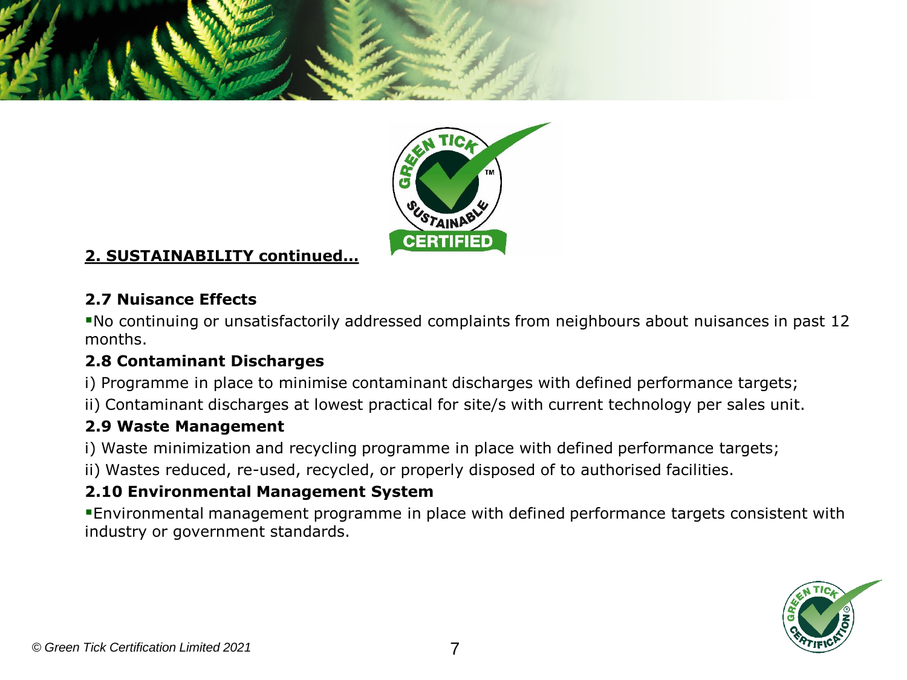## 2. SUSTAINABILITY continued…

### 2.7 Nuisance Effects

- No continuing or unsatisfactorily addressed complaints from neighbours about nuisances in past 12 months.

### 2.8 Contaminant Discharges

i) Programme in place to minimise contaminant discharges with defined performance targets;

ii) Contaminant discharges at lowest practical for site/s with current technology per sales unit.

### 2.9 Waste Management

i) Waste minimization and recycling programme in place with defined performance targets;

ii) Wastes reduced, re-used, recycled, or properly disposed of to authorised facilities.

### 2.10 Environmental Management System

- Environmental management programme in place with defined performance targets consistent with industry or government standards.

*© Green Tick Certification Limited 2021*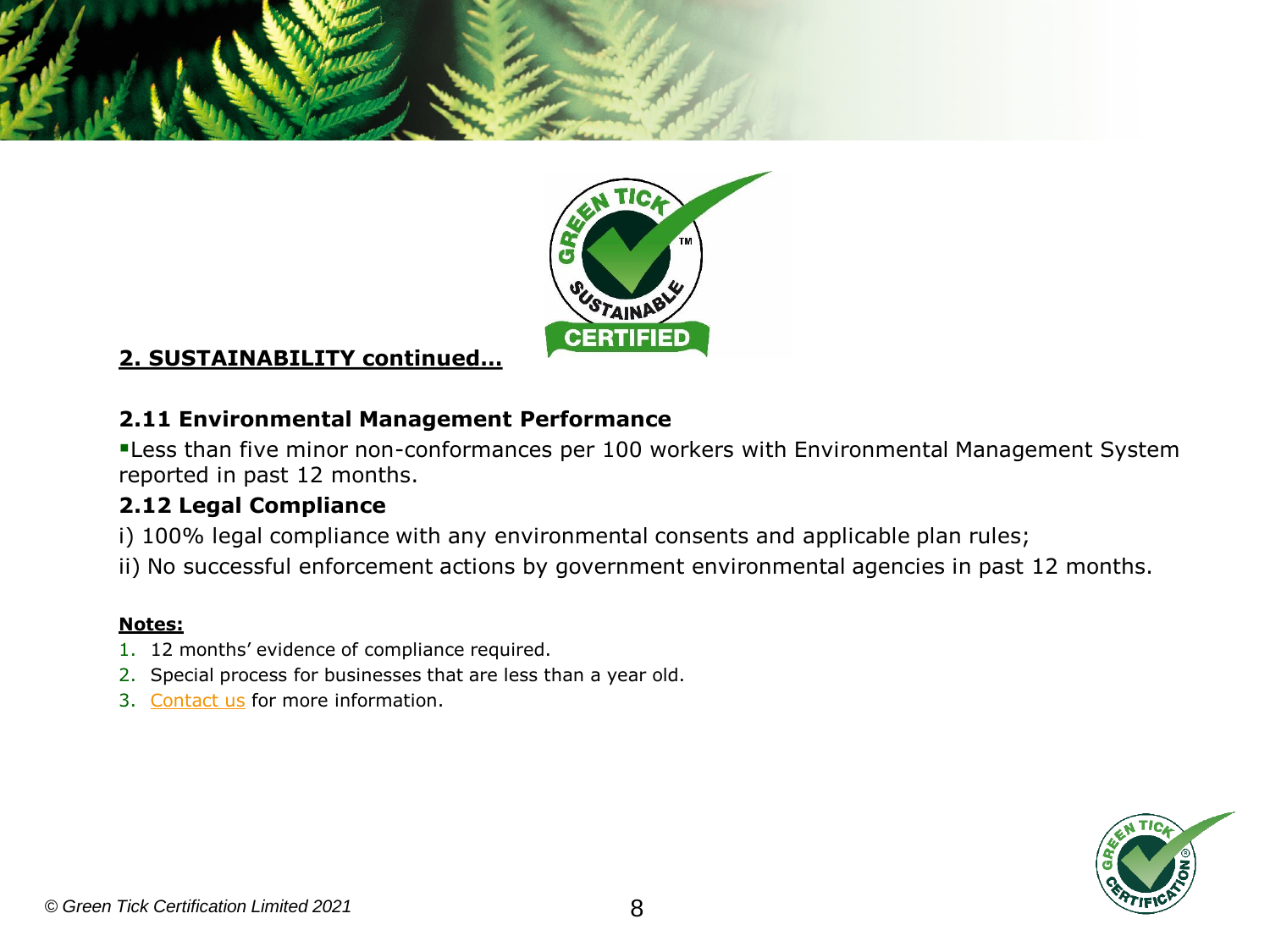## 2. SUSTAINABILITY continued…

### 2.11 Environmental Management Performance

- Less than five minor non-conformances per 100 workers with Environmental Management System reported in past 12 months.

### 2.12 Legal Compliance

i) 100% legal compliance with any environmental consents and applicable plan rules;

ii) No successful enforcement actions by government environmental agencies in past 12 months.

**Notes:**

1. 12 months' evidence of compliance required.
2. Special process for businesses that are less than a year old.
3. Contact us for more information.

*© Green Tick Certification Limited 2021*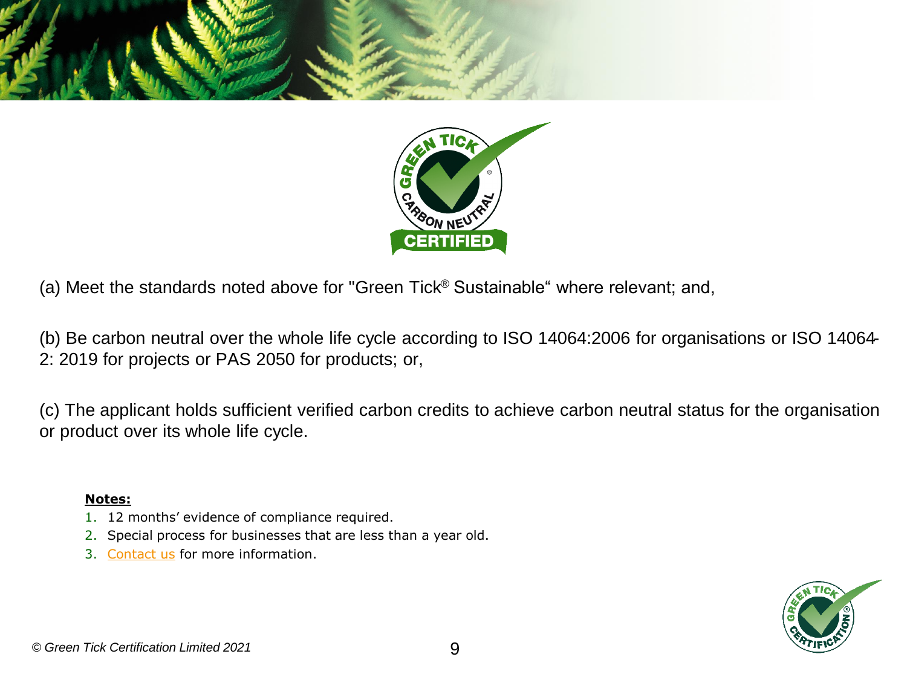(a) Meet the standards noted above for "Green Tick® Sustainable" where relevant; and,

(b) Be carbon neutral over the whole life cycle according to ISO 14064:2006 for organisations or ISO 14064-2: 2019 for projects or PAS 2050 for products; or,

(c) The applicant holds sufficient verified carbon credits to achieve carbon neutral status for the organisation or product over its whole life cycle.

**Notes:**

1. 12 months' evidence of compliance required.
2. Special process for businesses that are less than a year old.
3. Contact us for more information.

*© Green Tick Certification Limited 2021*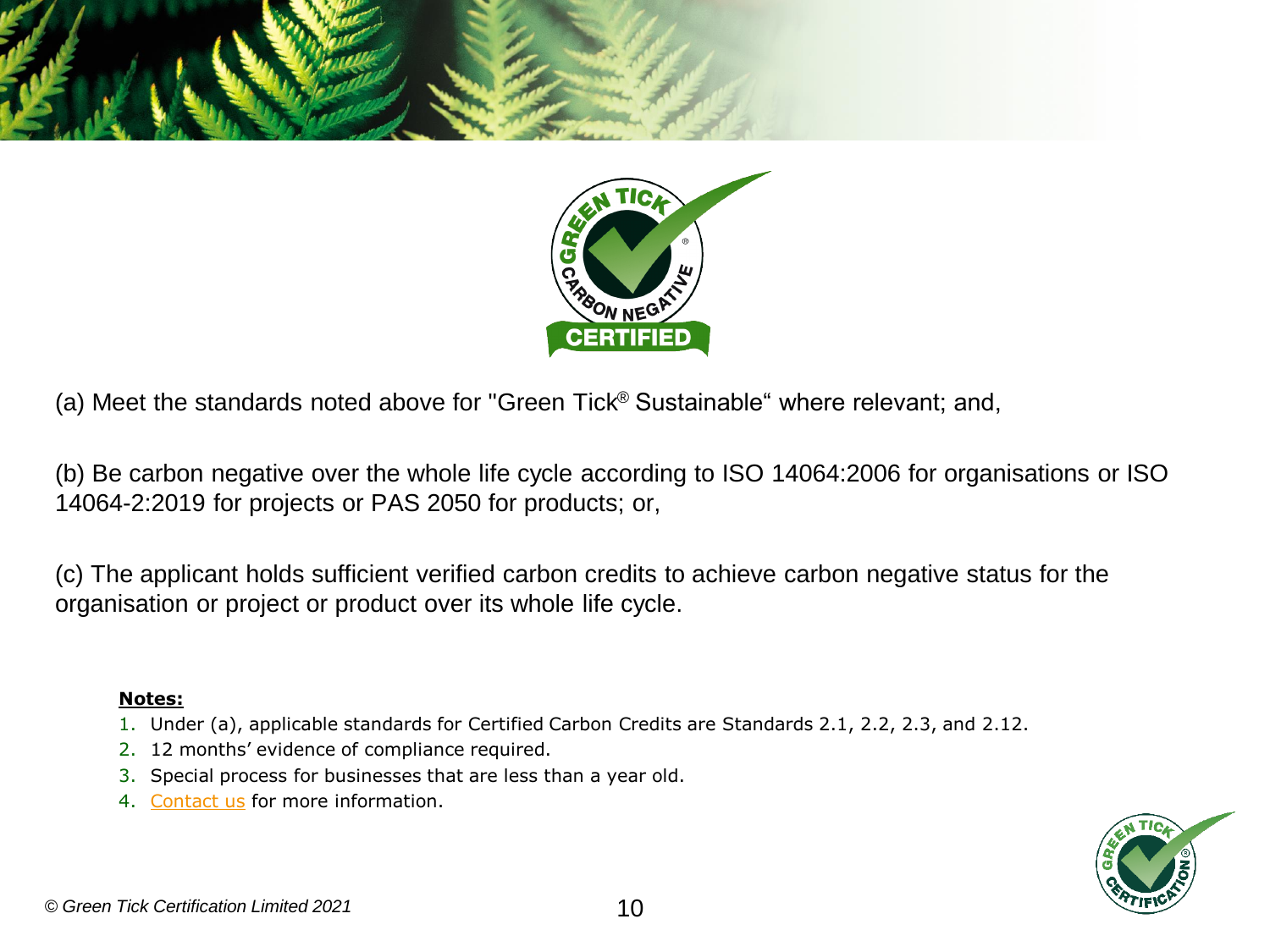(a) Meet the standards noted above for "Green Tick® Sustainable" where relevant; and,

(b) Be carbon negative over the whole life cycle according to ISO 14064:2006 for organisations or ISO 14064-2:2019 for projects or PAS 2050 for products; or,

(c) The applicant holds sufficient verified carbon credits to achieve carbon negative status for the organisation or project or product over its whole life cycle.

**Notes:**

1. Under (a), applicable standards for Certified Carbon Credits are Standards 2.1, 2.2, 2.3, and 2.12.
2. 12 months' evidence of compliance required.
3. Special process for businesses that are less than a year old.
4. Contact us for more information.

*© Green Tick Certification Limited 2021*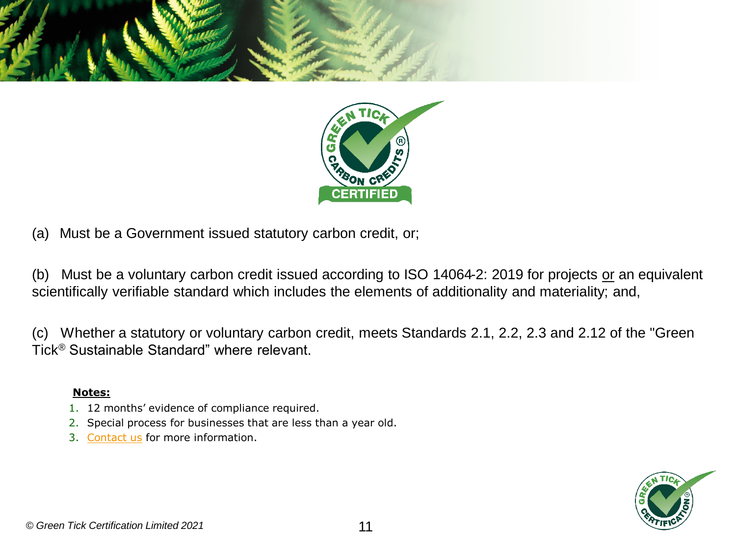(a) Must be a Government issued statutory carbon credit, or;

(b) Must be a voluntary carbon credit issued according to ISO 14064-2: 2019 for projects or an equivalent scientifically verifiable standard which includes the elements of additionality and materiality; and,

(c) Whether a statutory or voluntary carbon credit, meets Standards 2.1, 2.2, 2.3 and 2.12 of the "Green Tick® Sustainable Standard" where relevant.

**Notes:**

1. 12 months' evidence of compliance required.
2. Special process for businesses that are less than a year old.
3. Contact us for more information.

*© Green Tick Certification Limited 2021*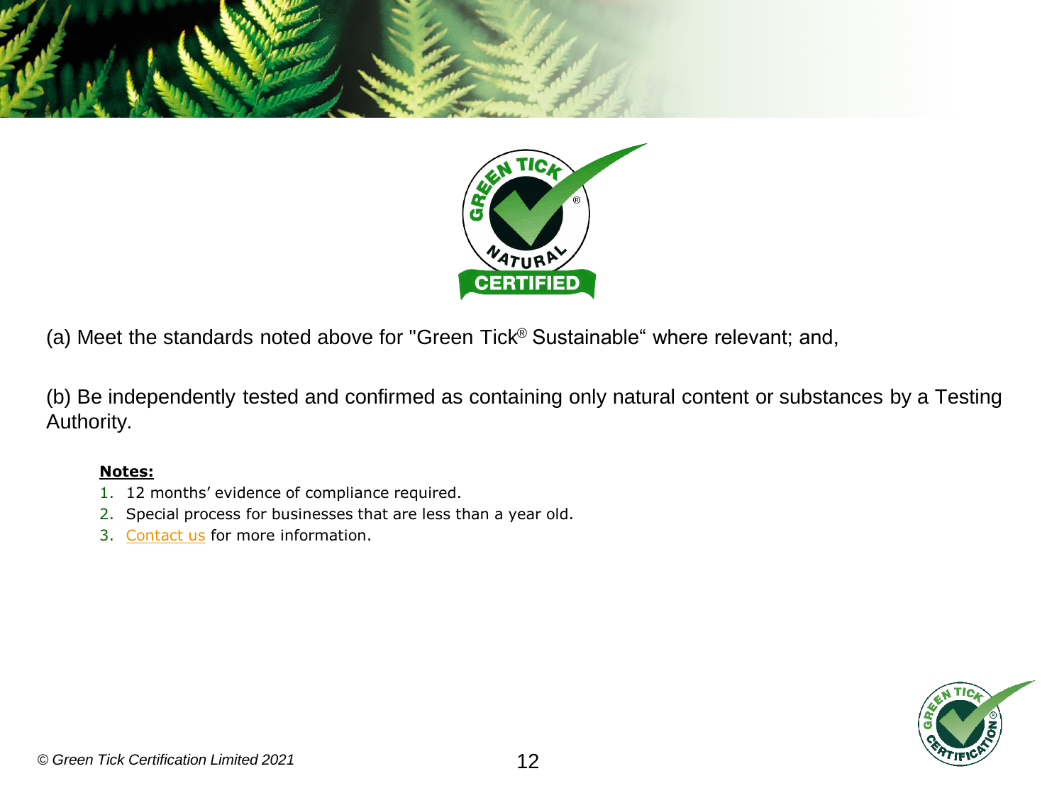(a) Meet the standards noted above for "Green Tick® Sustainable“ where relevant; and,

(b) Be independently tested and confirmed as containing only natural content or substances by a Testing Authority.

**Notes:**

1. 12 months' evidence of compliance required.
2. Special process for businesses that are less than a year old.
3. Contact us for more information.

*© Green Tick Certification Limited 2021*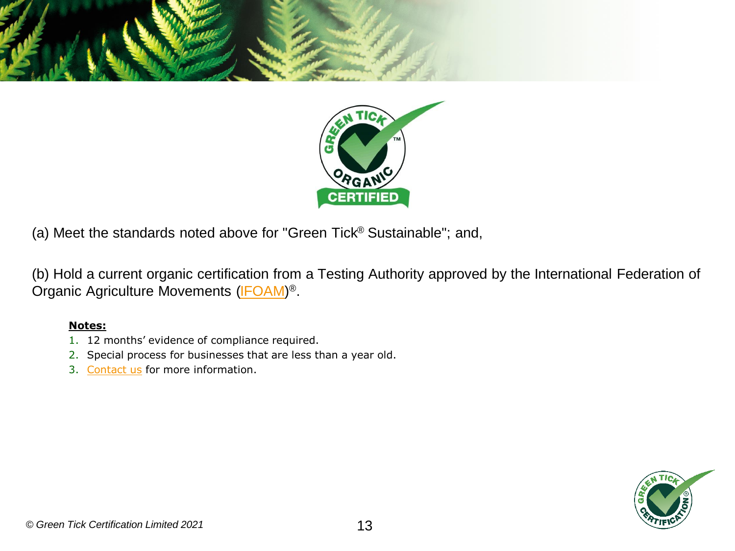(a) Meet the standards noted above for "Green Tick® Sustainable"; and,

(b) Hold a current organic certification from a Testing Authority approved by the International Federation of Organic Agriculture Movements (IFOAM)®.

**Notes:**

1. 12 months' evidence of compliance required.
2. Special process for businesses that are less than a year old.
3. Contact us for more information.

*© Green Tick Certification Limited 2021*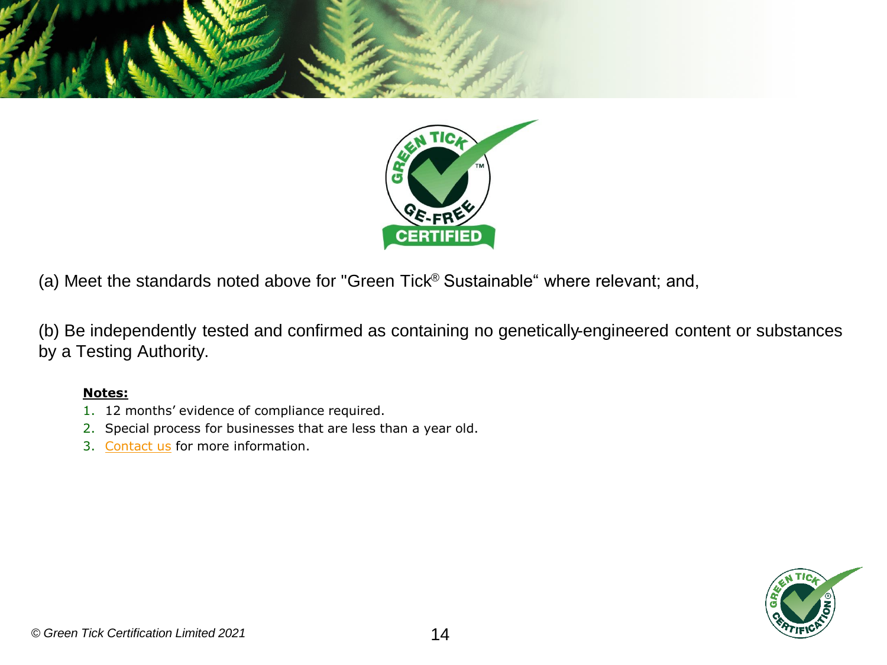(a) Meet the standards noted above for "Green Tick® Sustainable" where relevant; and,

(b) Be independently tested and confirmed as containing no genetically-engineered content or substances by a Testing Authority.

**Notes:**

1. 12 months' evidence of compliance required.
2. Special process for businesses that are less than a year old.
3. Contact us for more information.

*© Green Tick Certification Limited 2021*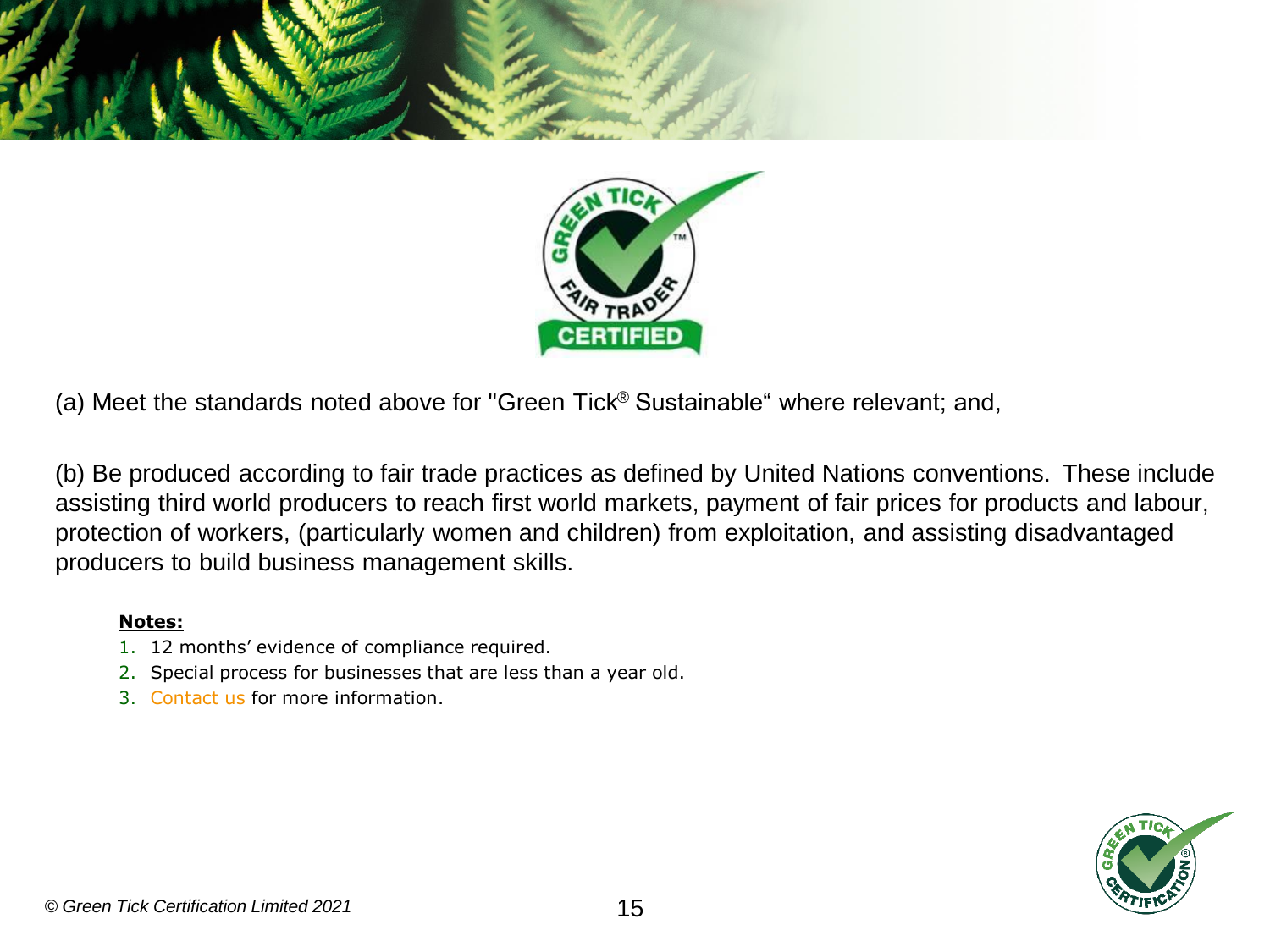(a) Meet the standards noted above for "Green Tick® Sustainable" where relevant; and,

(b) Be produced according to fair trade practices as defined by United Nations conventions. These include assisting third world producers to reach first world markets, payment of fair prices for products and labour, protection of workers, (particularly women and children) from exploitation, and assisting disadvantaged producers to build business management skills.

**Notes:**

1. 12 months' evidence of compliance required.
2. Special process for businesses that are less than a year old.
3. Contact us for more information.

*© Green Tick Certification Limited 2021*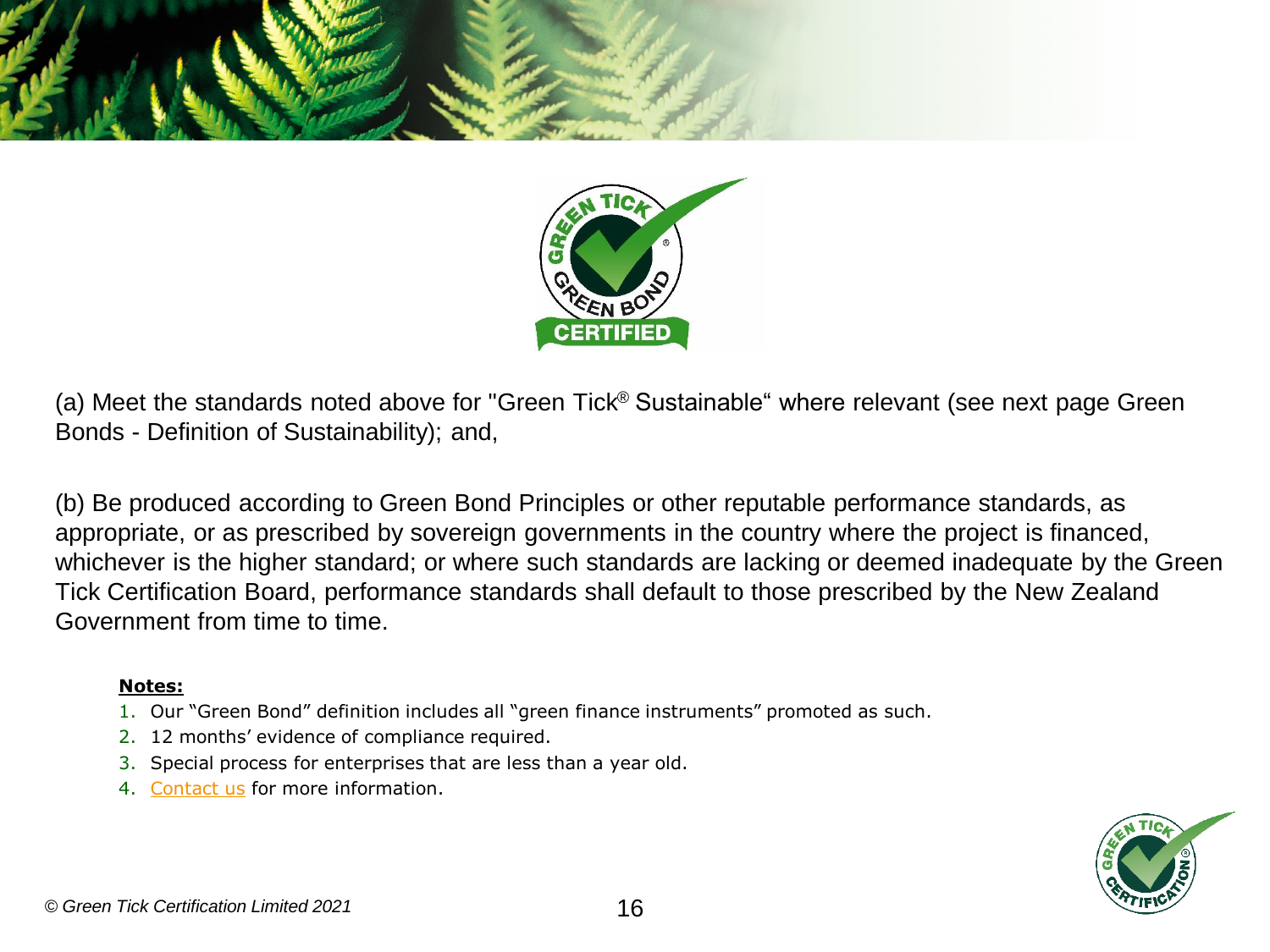(a) Meet the standards noted above for "Green Tick® Sustainable" where relevant (see next page Green Bonds - Definition of Sustainability); and,

(b) Be produced according to Green Bond Principles or other reputable performance standards, as appropriate, or as prescribed by sovereign governments in the country where the project is financed, whichever is the higher standard; or where such standards are lacking or deemed inadequate by the Green Tick Certification Board, performance standards shall default to those prescribed by the New Zealand Government from time to time.

**Notes:**

1. Our "Green Bond" definition includes all "green finance instruments" promoted as such.
2. 12 months' evidence of compliance required.
3. Special process for enterprises that are less than a year old.
4. Contact us for more information.

*© Green Tick Certification Limited 2021*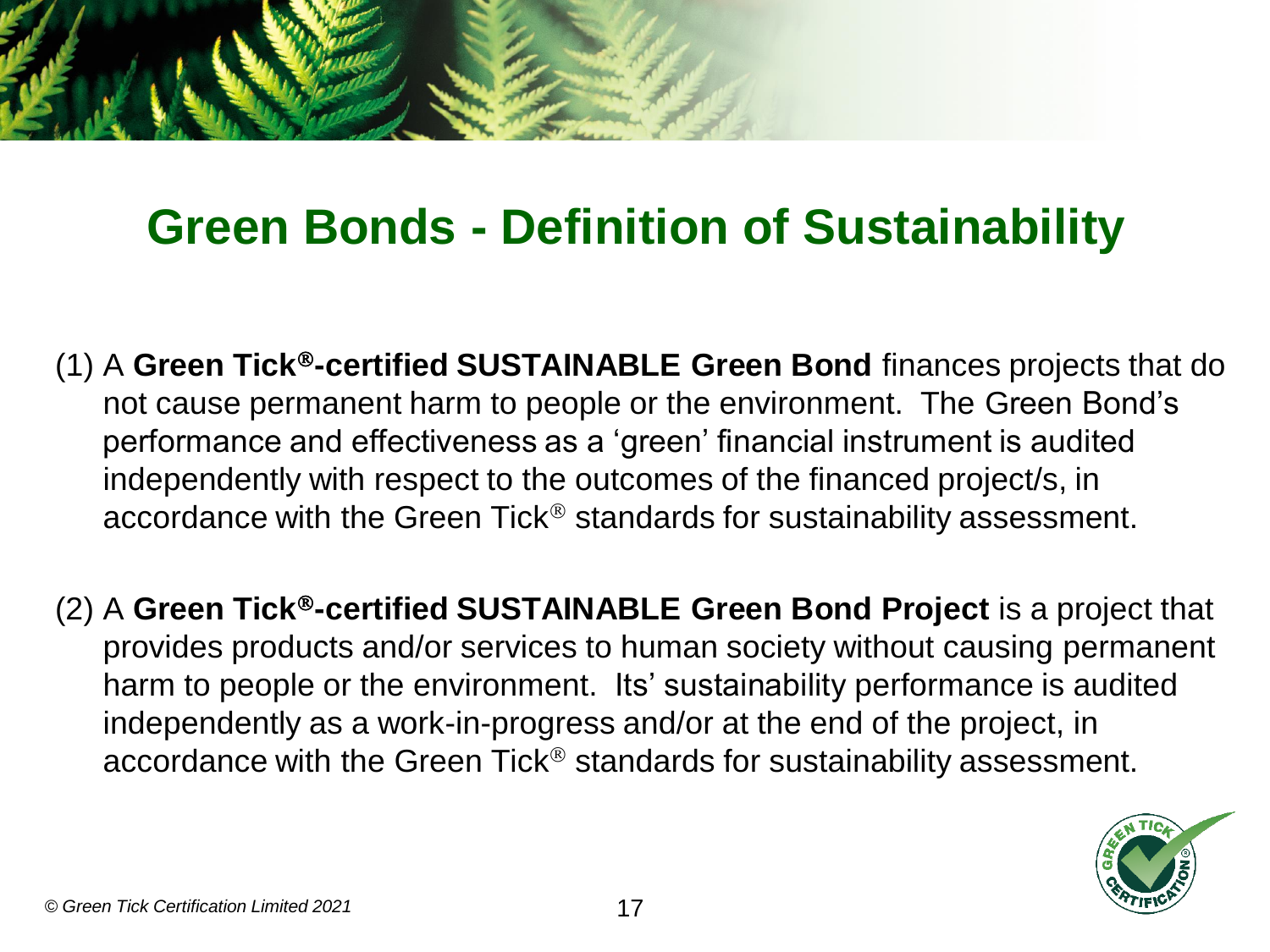# Green Bonds - Definition of Sustainability

(1) A **Green Tick®-certified SUSTAINABLE Green Bond** finances projects that do not cause permanent harm to people or the environment. The Green Bond's performance and effectiveness as a 'green' financial instrument is audited independently with respect to the outcomes of the financed project/s, in accordance with the Green Tick® standards for sustainability assessment.

(2) A **Green Tick®-certified SUSTAINABLE Green Bond Project** is a project that provides products and/or services to human society without causing permanent harm to people or the environment. Its' sustainability performance is audited independently as a work-in-progress and/or at the end of the project, in accordance with the Green Tick® standards for sustainability assessment.

*© Green Tick Certification Limited 2021*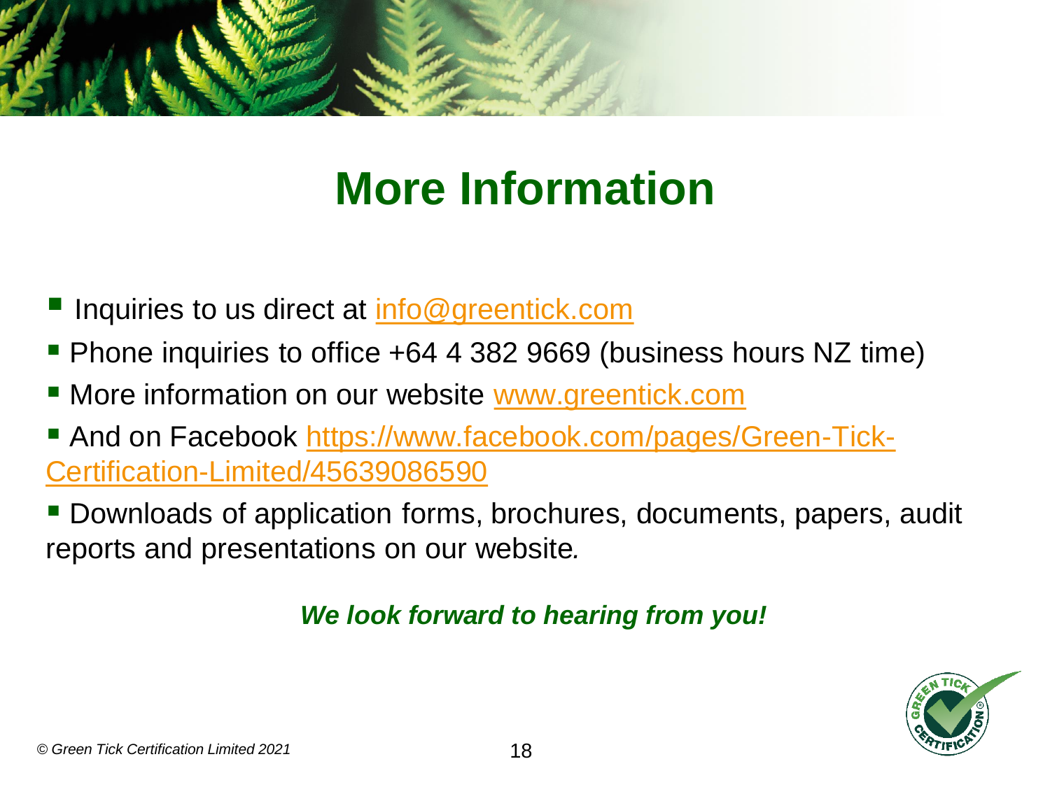# More Information

- Inquiries to us direct at info@greentick.com
- Phone inquiries to office +64 4 382 9669 (business hours NZ time)
- More information on our website www.greentick.com
- And on Facebook https://www.facebook.com/pages/Green-Tick-Certification-Limited/45639086590
- Downloads of application forms, brochures, documents, papers, audit reports and presentations on our website.

***We look forward to hearing from you!***

*© Green Tick Certification Limited 2021*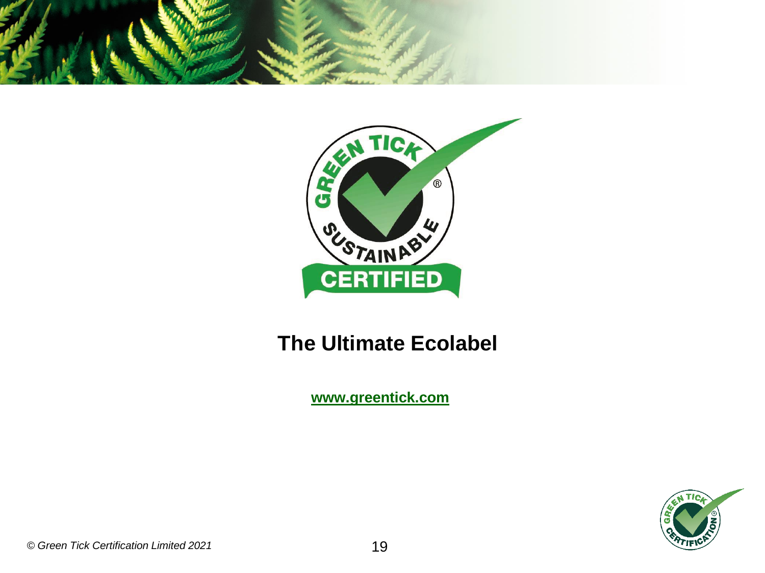## The Ultimate Ecolabel

www.greentick.com

© Green Tick Certification Limited 2021